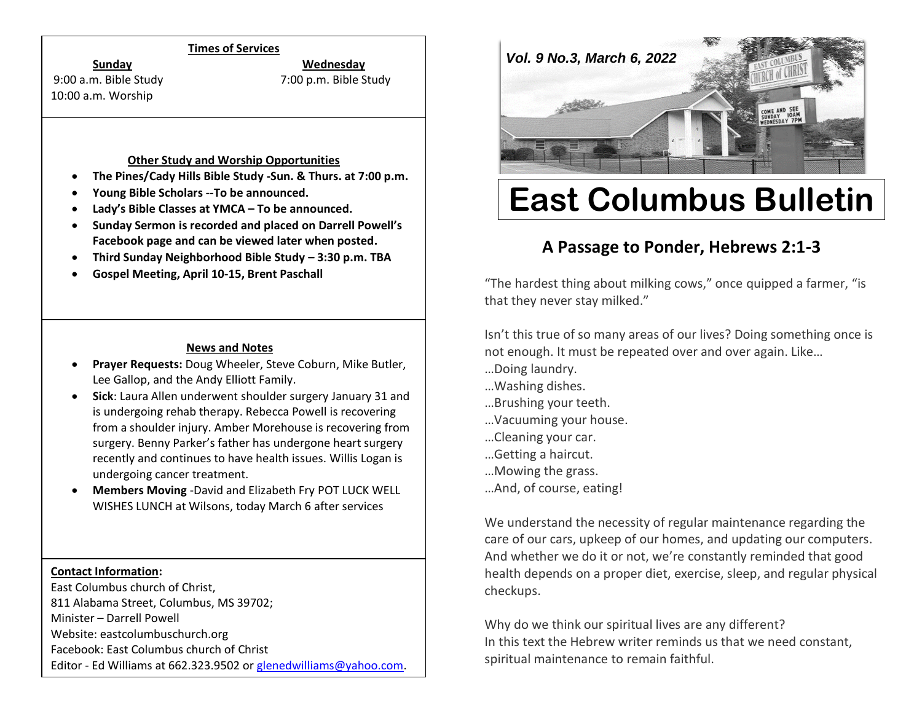**Times of Services**

**Sunday**

9:00 a.m. Bible Study

10:00 a.m. Worship

**Wednesday**

7:00 p.m. Bible Study

**Other Study and Worship Opportunities**

- **The Pines/Cady Hills Bible Study -Sun. & Thurs. at 7:00 p.m.**
- **Young Bible Scholars --To be announced.**
- **Lady's Bible Classes at YMCA – To be announced.**
- **Sunday Sermon is recorded and placed on Darrell Powell's Facebook page and can be viewed later when posted.**
- **Third Sunday Neighborhood Bible Study – 3:30 p.m. TBA**
- **Gospel Meeting, April 10-15, Brent Paschall**

**News and Notes**

- **Prayer Requests:** Doug Wheeler, Steve Coburn, Mike Butler, Lee Gallop, and the Andy Elliott Family.
- **Sick**: Laura Allen underwent shoulder surgery January 31 and is undergoing rehab therapy. Rebecca Powell is recovering from a shoulder injury. Amber Morehouse is recovering from surgery. Benny Parker's father has undergone heart surgery recently and continues to have health issues. Willis Logan is undergoing cancer treatment.
- **Members Moving** -David and Elizabeth Fry POT LUCK WELL WISHES LUNCH at Wilsons, today March 6 after services

**Contact Information:**

East Columbus church of Christ,
811 Alabama Street, Columbus, MS 39702;
Minister – Darrell Powell
Website: eastcolumbuschurch.org
Facebook: East Columbus church of Christ
Editor - Ed Williams at 662.323.9502 or glenedwilliams@yahoo.com.

*Vol. 9 No.3, March 6, 2022*

# East Columbus Bulletin

## A Passage to Ponder, Hebrews 2:1-3

"The hardest thing about milking cows," once quipped a farmer, "is that they never stay milked."

Isn't this true of so many areas of our lives? Doing something once is not enough. It must be repeated over and over again. Like…
…Doing laundry.
…Washing dishes.
…Brushing your teeth.
…Vacuuming your house.
…Cleaning your car.
…Getting a haircut.
…Mowing the grass.
…And, of course, eating!

We understand the necessity of regular maintenance regarding the care of our cars, upkeep of our homes, and updating our computers. And whether we do it or not, we're constantly reminded that good health depends on a proper diet, exercise, sleep, and regular physical checkups.

Why do we think our spiritual lives are any different?
In this text the Hebrew writer reminds us that we need constant, spiritual maintenance to remain faithful.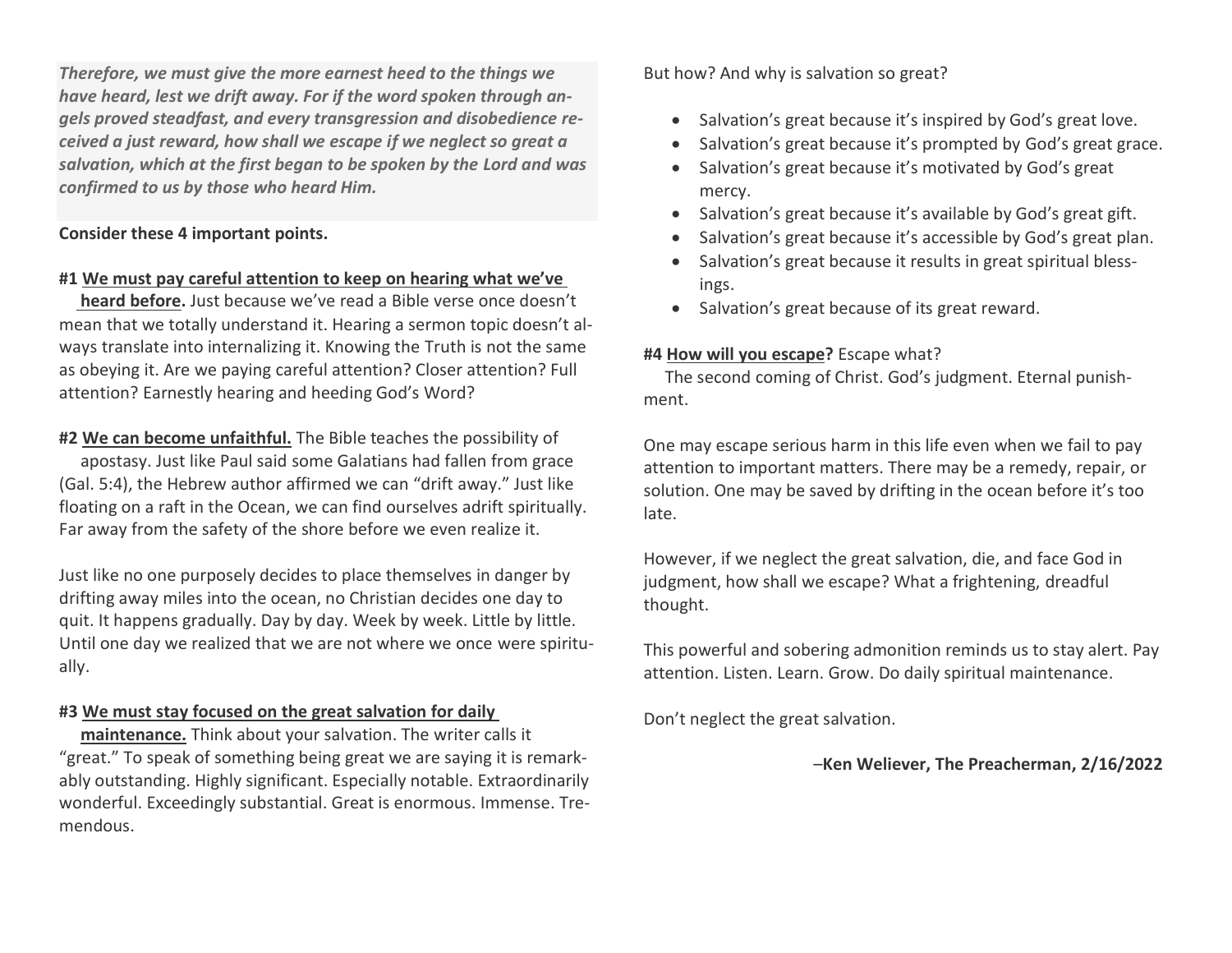*Therefore, we must give the more earnest heed to the things we have heard, lest we drift away. For if the word spoken through angels proved steadfast, and every transgression and disobedience received a just reward, how shall we escape if we neglect so great a salvation, which at the first began to be spoken by the Lord and was confirmed to us by those who heard Him.*

**Consider these 4 important points.**

**#1 We must pay careful attention to keep on hearing what we've heard before.** Just because we've read a Bible verse once doesn't mean that we totally understand it. Hearing a sermon topic doesn't always translate into internalizing it. Knowing the Truth is not the same as obeying it. Are we paying careful attention? Closer attention? Full attention? Earnestly hearing and heeding God's Word?

**#2 We can become unfaithful.** The Bible teaches the possibility of apostasy. Just like Paul said some Galatians had fallen from grace (Gal. 5:4), the Hebrew author affirmed we can "drift away." Just like floating on a raft in the Ocean, we can find ourselves adrift spiritually. Far away from the safety of the shore before we even realize it.

Just like no one purposely decides to place themselves in danger by drifting away miles into the ocean, no Christian decides one day to quit. It happens gradually. Day by day. Week by week. Little by little. Until one day we realized that we are not where we once were spiritually.

**#3 We must stay focused on the great salvation for daily maintenance.** Think about your salvation. The writer calls it "great." To speak of something being great we are saying it is remarkably outstanding. Highly significant. Especially notable. Extraordinarily wonderful. Exceedingly substantial. Great is enormous. Immense. Tremendous.

But how? And why is salvation so great?

- Salvation's great because it's inspired by God's great love.
- Salvation's great because it's prompted by God's great grace.
- Salvation's great because it's motivated by God's great mercy.
- Salvation's great because it's available by God's great gift.
- Salvation's great because it's accessible by God's great plan.
- Salvation's great because it results in great spiritual blessings.
- Salvation's great because of its great reward.

**#4 How will you escape?** Escape what?
The second coming of Christ. God's judgment. Eternal punishment.

One may escape serious harm in this life even when we fail to pay attention to important matters. There may be a remedy, repair, or solution. One may be saved by drifting in the ocean before it's too late.

However, if we neglect the great salvation, die, and face God in judgment, how shall we escape? What a frightening, dreadful thought.

This powerful and sobering admonition reminds us to stay alert. Pay attention. Listen. Learn. Grow. Do daily spiritual maintenance.

Don't neglect the great salvation.

–**Ken Weliever, The Preacherman, 2/16/2022**